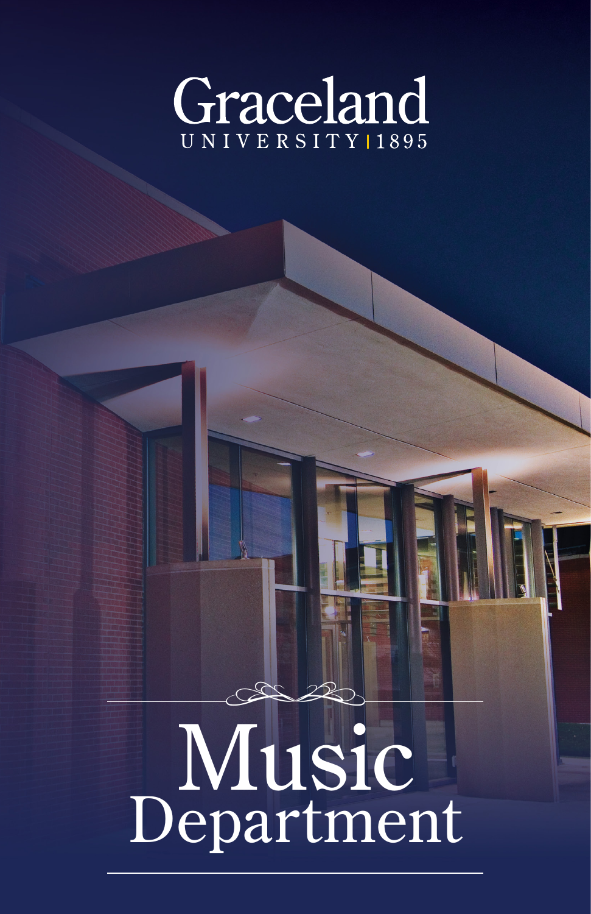Graceland

UNIVERSITY | 1895

# Music Department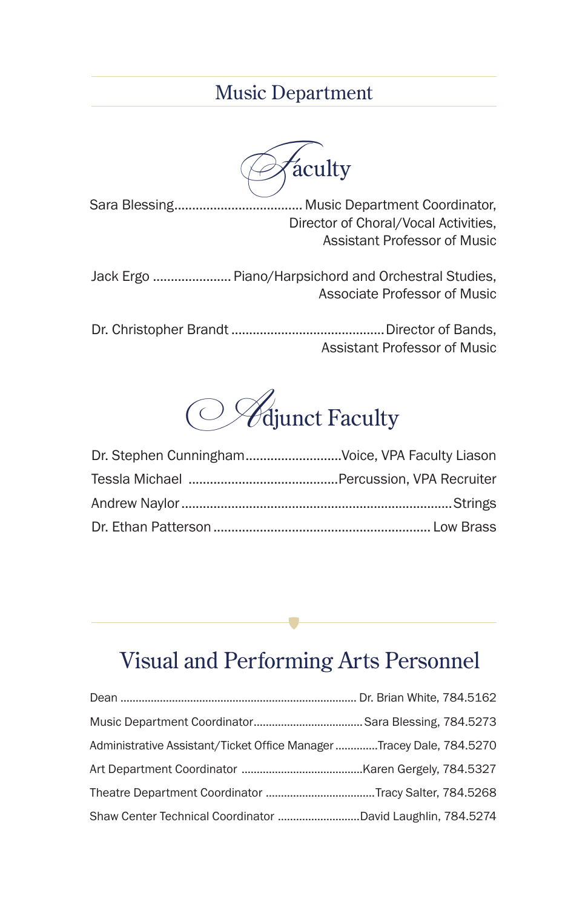## Music Department

### Faculty

Sara Blessing.................................... Music Department Coordinator, Director of Choral/Vocal Activities, Assistant Professor of Music

Jack Ergo ...................... Piano/Harpsichord and Orchestral Studies, Associate Professor of Music

Dr. Christopher Brandt .......................................... Director of Bands, Assistant Professor of Music

### Adjunct Faculty

Dr. Stephen Cunningham...........................Voice, VPA Faculty Liason

Tessla Michael ..........................................Percussion, VPA Recruiter

Andrew Naylor...........................................................................Strings

Dr. Ethan Patterson ............................................................ Low Brass

## Visual and Performing Arts Personnel

Dean ............................................................................ Dr. Brian White, 784.5162

Music Department Coordinator.................................... Sara Blessing, 784.5273

Administrative Assistant/Ticket Office Manager ..............Tracey Dale, 784.5270

Art Department Coordinator ........................................Karen Gergely, 784.5327

Theatre Department Coordinator ....................................Tracy Salter, 784.5268

Shaw Center Technical Coordinator ...........................David Laughlin, 784.5274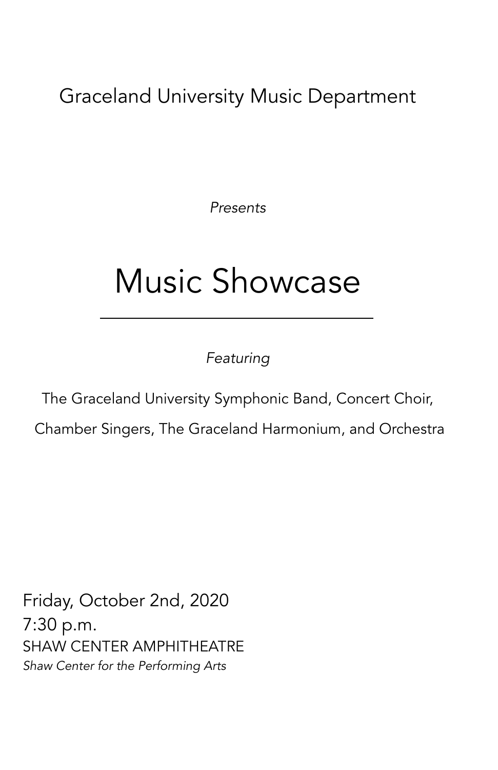Graceland University Music Department

*Presents*

# Music Showcase

---

*Featuring*

The Graceland University Symphonic Band, Concert Choir,

Chamber Singers, The Graceland Harmonium, and Orchestra

Friday, October 2nd, 2020
7:30 p.m.
SHAW CENTER AMPHITHEATRE
*Shaw Center for the Performing Arts*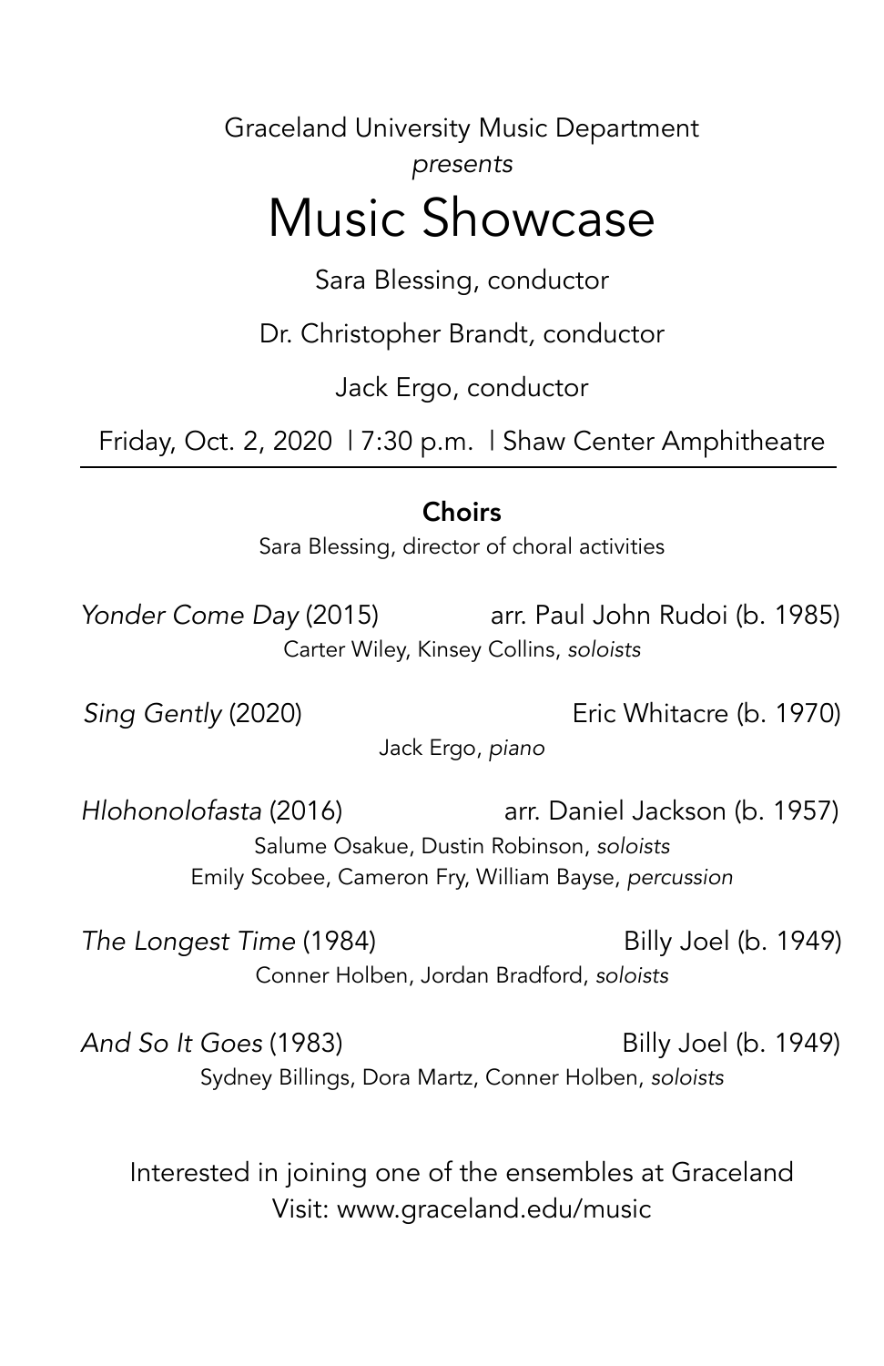Graceland University Music Department

*presents*

# Music Showcase

Sara Blessing, conductor

Dr. Christopher Brandt, conductor

Jack Ergo, conductor

Friday, Oct. 2, 2020 | 7:30 p.m. | Shaw Center Amphitheatre

---

## Choirs

Sara Blessing, director of choral activities

*Yonder Come Day* (2015) — arr. Paul John Rudoi (b. 1985)
Carter Wiley, Kinsey Collins, *soloists*

*Sing Gently* (2020) — Eric Whitacre (b. 1970)
Jack Ergo, *piano*

*Hlohonolofasta* (2016) — arr. Daniel Jackson (b. 1957)
Salume Osakue, Dustin Robinson, *soloists*
Emily Scobee, Cameron Fry, William Bayse, *percussion*

*The Longest Time* (1984) — Billy Joel (b. 1949)
Conner Holben, Jordan Bradford, *soloists*

*And So It Goes* (1983) — Billy Joel (b. 1949)
Sydney Billings, Dora Martz, Conner Holben, *soloists*

Interested in joining one of the ensembles at Graceland
Visit: www.graceland.edu/music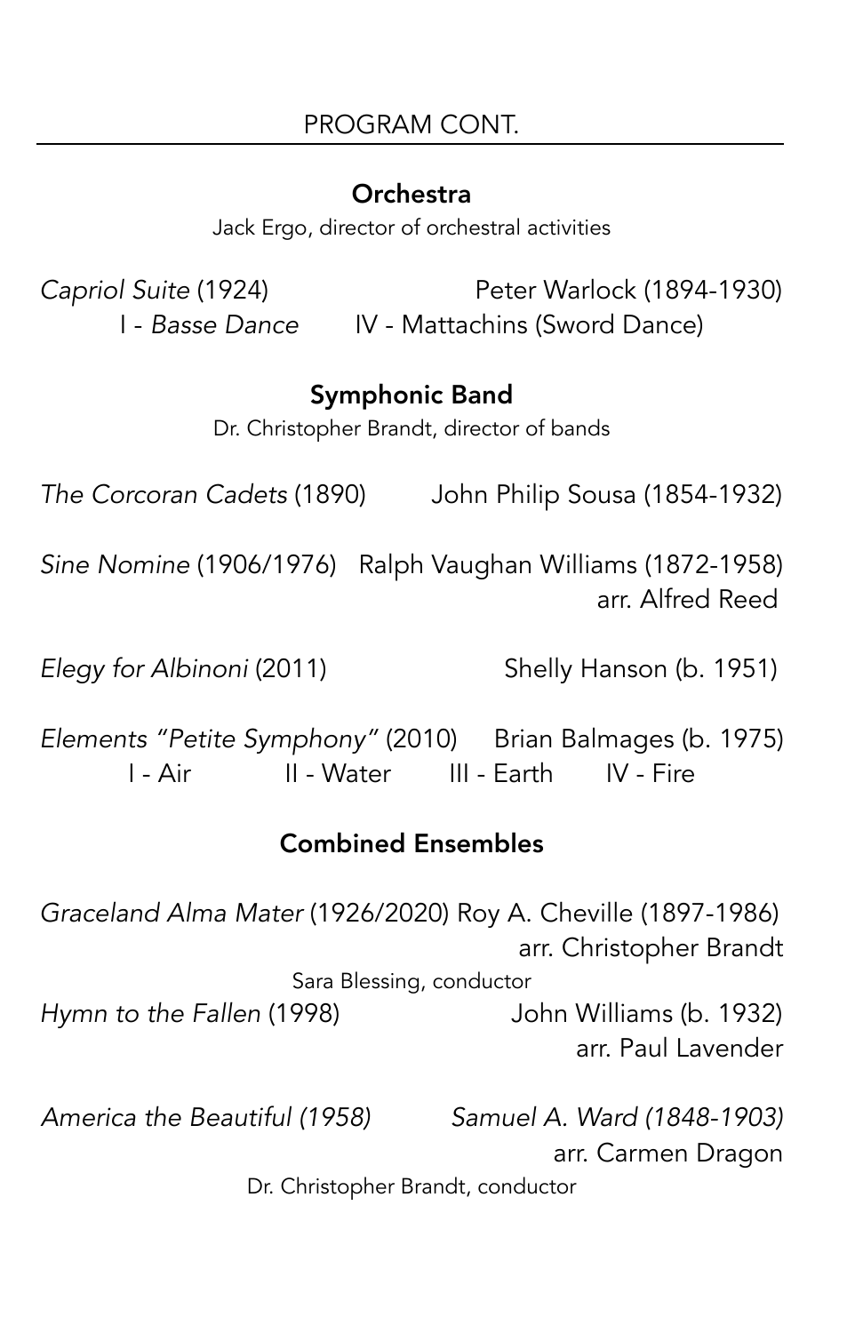## PROGRAM CONT.

### Orchestra

Jack Ergo, director of orchestral activities

*Capriol Suite* (1924) Peter Warlock (1894-1930)
I - *Basse Dance* IV - Mattachins (Sword Dance)

### Symphonic Band

Dr. Christopher Brandt, director of bands

*The Corcoran Cadets* (1890) John Philip Sousa (1854-1932)

*Sine Nomine* (1906/1976) Ralph Vaughan Williams (1872-1958)
arr. Alfred Reed

*Elegy for Albinoni* (2011) Shelly Hanson (b. 1951)

*Elements "Petite Symphony"* (2010) Brian Balmages (b. 1975)
I - Air II - Water III - Earth IV - Fire

### Combined Ensembles

*Graceland Alma Mater* (1926/2020) Roy A. Cheville (1897-1986)
arr. Christopher Brandt
Sara Blessing, conductor

*Hymn to the Fallen* (1998) John Williams (b. 1932)
arr. Paul Lavender

*America the Beautiful (1958)* *Samuel A. Ward (1848-1903)*
arr. Carmen Dragon
Dr. Christopher Brandt, conductor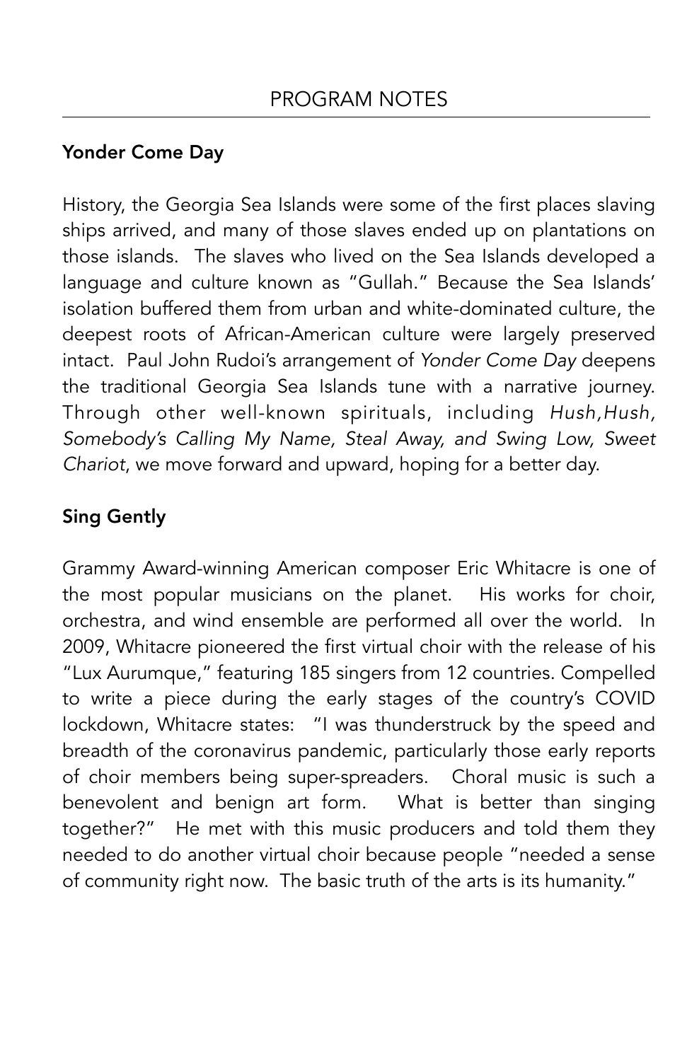# PROGRAM NOTES

## Yonder Come Day

History, the Georgia Sea Islands were some of the first places slaving ships arrived, and many of those slaves ended up on plantations on those islands. The slaves who lived on the Sea Islands developed a language and culture known as "Gullah." Because the Sea Islands' isolation buffered them from urban and white-dominated culture, the deepest roots of African-American culture were largely preserved intact. Paul John Rudoi's arrangement of *Yonder Come Day* deepens the traditional Georgia Sea Islands tune with a narrative journey. Through other well-known spirituals, including *Hush,Hush, Somebody's Calling My Name, Steal Away, and Swing Low, Sweet Chariot*, we move forward and upward, hoping for a better day.

## Sing Gently

Grammy Award-winning American composer Eric Whitacre is one of the most popular musicians on the planet. His works for choir, orchestra, and wind ensemble are performed all over the world. In 2009, Whitacre pioneered the first virtual choir with the release of his "Lux Aurumque," featuring 185 singers from 12 countries. Compelled to write a piece during the early stages of the country's COVID lockdown, Whitacre states: "I was thunderstruck by the speed and breadth of the coronavirus pandemic, particularly those early reports of choir members being super-spreaders. Choral music is such a benevolent and benign art form. What is better than singing together?" He met with this music producers and told them they needed to do another virtual choir because people "needed a sense of community right now. The basic truth of the arts is its humanity."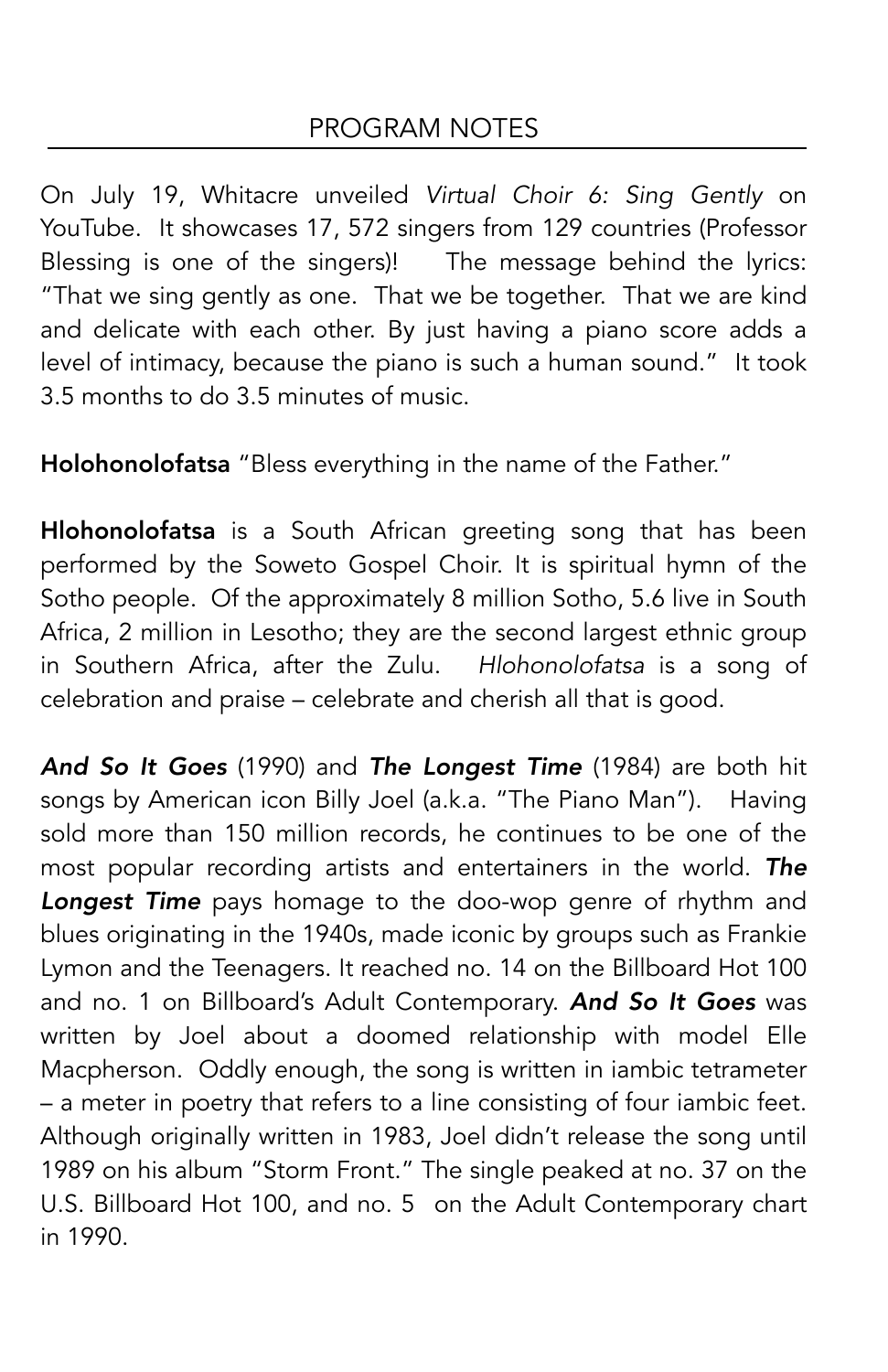## PROGRAM NOTES

On July 19, Whitacre unveiled *Virtual Choir 6: Sing Gently* on YouTube. It showcases 17, 572 singers from 129 countries (Professor Blessing is one of the singers)! The message behind the lyrics: "That we sing gently as one. That we be together. That we are kind and delicate with each other. By just having a piano score adds a level of intimacy, because the piano is such a human sound." It took 3.5 months to do 3.5 minutes of music.

**Holohonolofatsa** "Bless everything in the name of the Father."

**Hlohonolofatsa** is a South African greeting song that has been performed by the Soweto Gospel Choir. It is spiritual hymn of the Sotho people. Of the approximately 8 million Sotho, 5.6 live in South Africa, 2 million in Lesotho; they are the second largest ethnic group in Southern Africa, after the Zulu. *Hlohonolofatsa* is a song of celebration and praise – celebrate and cherish all that is good.

***And So It Goes*** (1990) and ***The Longest Time*** (1984) are both hit songs by American icon Billy Joel (a.k.a. "The Piano Man"). Having sold more than 150 million records, he continues to be one of the most popular recording artists and entertainers in the world. ***The Longest Time*** pays homage to the doo-wop genre of rhythm and blues originating in the 1940s, made iconic by groups such as Frankie Lymon and the Teenagers. It reached no. 14 on the Billboard Hot 100 and no. 1 on Billboard's Adult Contemporary. ***And So It Goes*** was written by Joel about a doomed relationship with model Elle Macpherson. Oddly enough, the song is written in iambic tetrameter – a meter in poetry that refers to a line consisting of four iambic feet. Although originally written in 1983, Joel didn't release the song until 1989 on his album "Storm Front." The single peaked at no. 37 on the U.S. Billboard Hot 100, and no. 5 on the Adult Contemporary chart in 1990.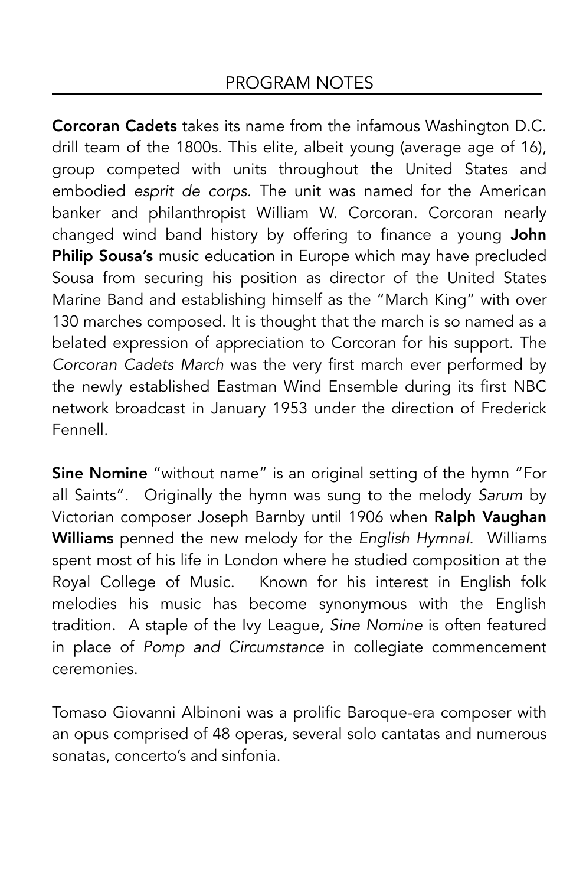## PROGRAM NOTES

**Corcoran Cadets** takes its name from the infamous Washington D.C. drill team of the 1800s. This elite, albeit young (average age of 16), group competed with units throughout the United States and embodied *esprit de corps.* The unit was named for the American banker and philanthropist William W. Corcoran. Corcoran nearly changed wind band history by offering to finance a young **John Philip Sousa's** music education in Europe which may have precluded Sousa from securing his position as director of the United States Marine Band and establishing himself as the "March King" with over 130 marches composed. It is thought that the march is so named as a belated expression of appreciation to Corcoran for his support. The *Corcoran Cadets March* was the very first march ever performed by the newly established Eastman Wind Ensemble during its first NBC network broadcast in January 1953 under the direction of Frederick Fennell.

**Sine Nomine** "without name" is an original setting of the hymn "For all Saints". Originally the hymn was sung to the melody *Sarum* by Victorian composer Joseph Barnby until 1906 when **Ralph Vaughan Williams** penned the new melody for the *English Hymnal*. Williams spent most of his life in London where he studied composition at the Royal College of Music. Known for his interest in English folk melodies his music has become synonymous with the English tradition. A staple of the Ivy League, *Sine Nomine* is often featured in place of *Pomp and Circumstance* in collegiate commencement ceremonies.

Tomaso Giovanni Albinoni was a prolific Baroque-era composer with an opus comprised of 48 operas, several solo cantatas and numerous sonatas, concerto's and sinfonia.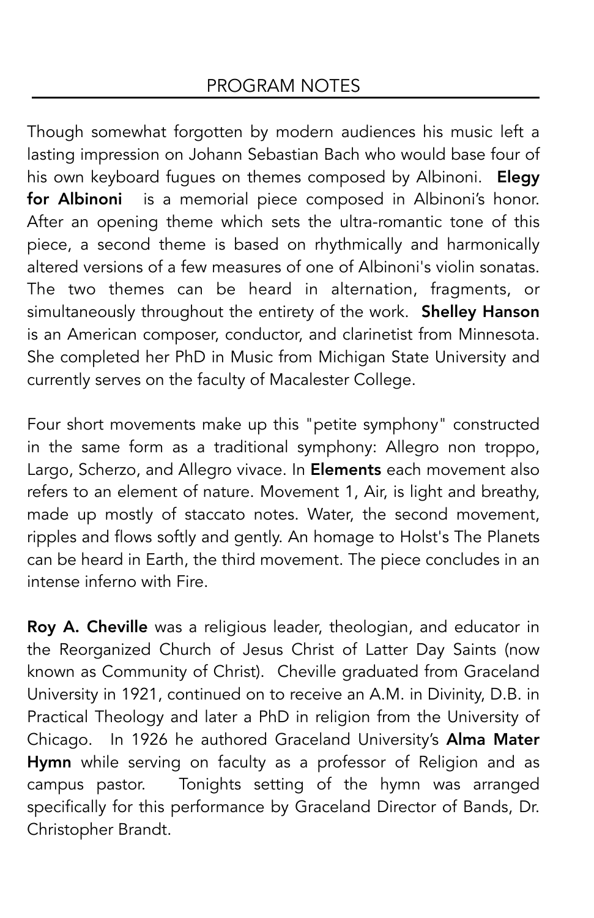## PROGRAM NOTES

Though somewhat forgotten by modern audiences his music left a lasting impression on Johann Sebastian Bach who would base four of his own keyboard fugues on themes composed by Albinoni. **Elegy for Albinoni** is a memorial piece composed in Albinoni's honor. After an opening theme which sets the ultra-romantic tone of this piece, a second theme is based on rhythmically and harmonically altered versions of a few measures of one of Albinoni's violin sonatas. The two themes can be heard in alternation, fragments, or simultaneously throughout the entirety of the work. **Shelley Hanson** is an American composer, conductor, and clarinetist from Minnesota. She completed her PhD in Music from Michigan State University and currently serves on the faculty of Macalester College.

Four short movements make up this "petite symphony" constructed in the same form as a traditional symphony: Allegro non troppo, Largo, Scherzo, and Allegro vivace. In **Elements** each movement also refers to an element of nature. Movement 1, Air, is light and breathy, made up mostly of staccato notes. Water, the second movement, ripples and flows softly and gently. An homage to Holst's The Planets can be heard in Earth, the third movement. The piece concludes in an intense inferno with Fire.

**Roy A. Cheville** was a religious leader, theologian, and educator in the Reorganized Church of Jesus Christ of Latter Day Saints (now known as Community of Christ). Cheville graduated from Graceland University in 1921, continued on to receive an A.M. in Divinity, D.B. in Practical Theology and later a PhD in religion from the University of Chicago. In 1926 he authored Graceland University's **Alma Mater Hymn** while serving on faculty as a professor of Religion and as campus pastor. Tonights setting of the hymn was arranged specifically for this performance by Graceland Director of Bands, Dr. Christopher Brandt.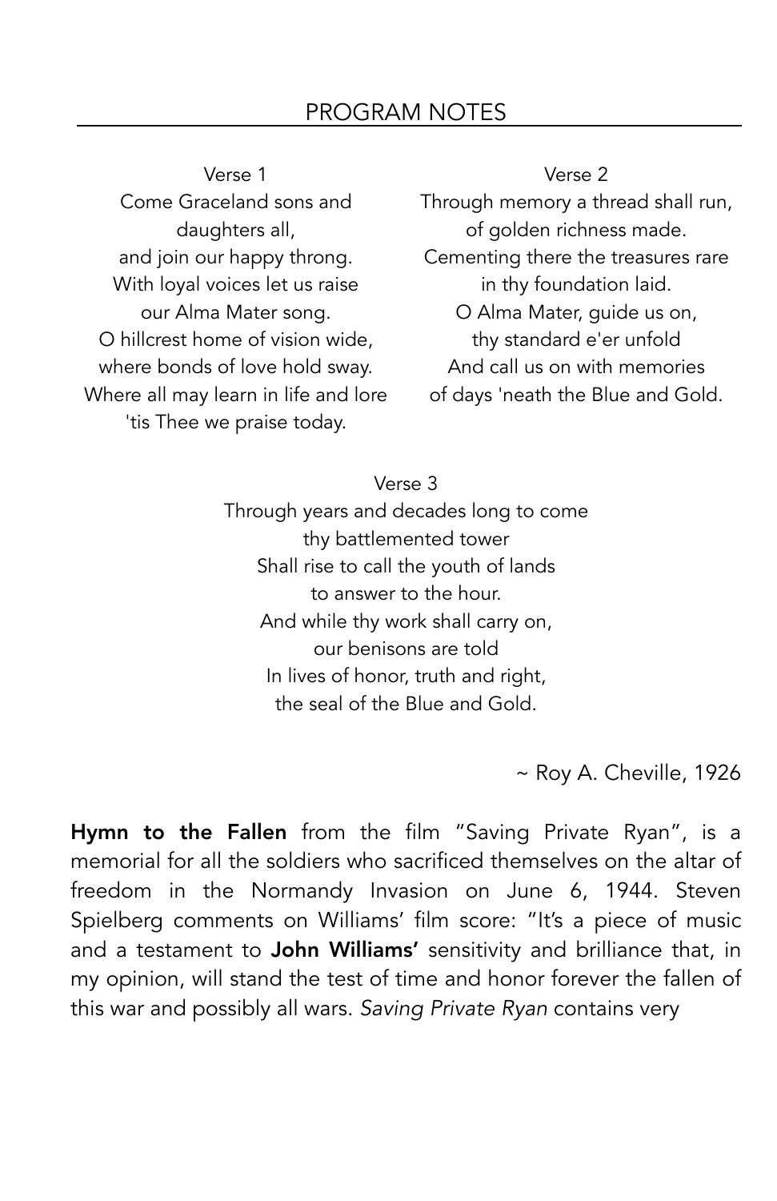## PROGRAM NOTES

Verse 1
Come Graceland sons and daughters all,
and join our happy throng.
With loyal voices let us raise
our Alma Mater song.
O hillcrest home of vision wide,
where bonds of love hold sway.
Where all may learn in life and lore
'tis Thee we praise today.

Verse 2
Through memory a thread shall run,
of golden richness made.
Cementing there the treasures rare
in thy foundation laid.
O Alma Mater, guide us on,
thy standard e'er unfold
And call us on with memories
of days 'neath the Blue and Gold.

Verse 3
Through years and decades long to come
thy battlemented tower
Shall rise to call the youth of lands
to answer to the hour.
And while thy work shall carry on,
our benisons are told
In lives of honor, truth and right,
the seal of the Blue and Gold.

~ Roy A. Cheville, 1926

**Hymn to the Fallen** from the film "Saving Private Ryan", is a memorial for all the soldiers who sacrificed themselves on the altar of freedom in the Normandy Invasion on June 6, 1944. Steven Spielberg comments on Williams' film score: "It's a piece of music and a testament to **John Williams'** sensitivity and brilliance that, in my opinion, will stand the test of time and honor forever the fallen of this war and possibly all wars. *Saving Private Ryan* contains very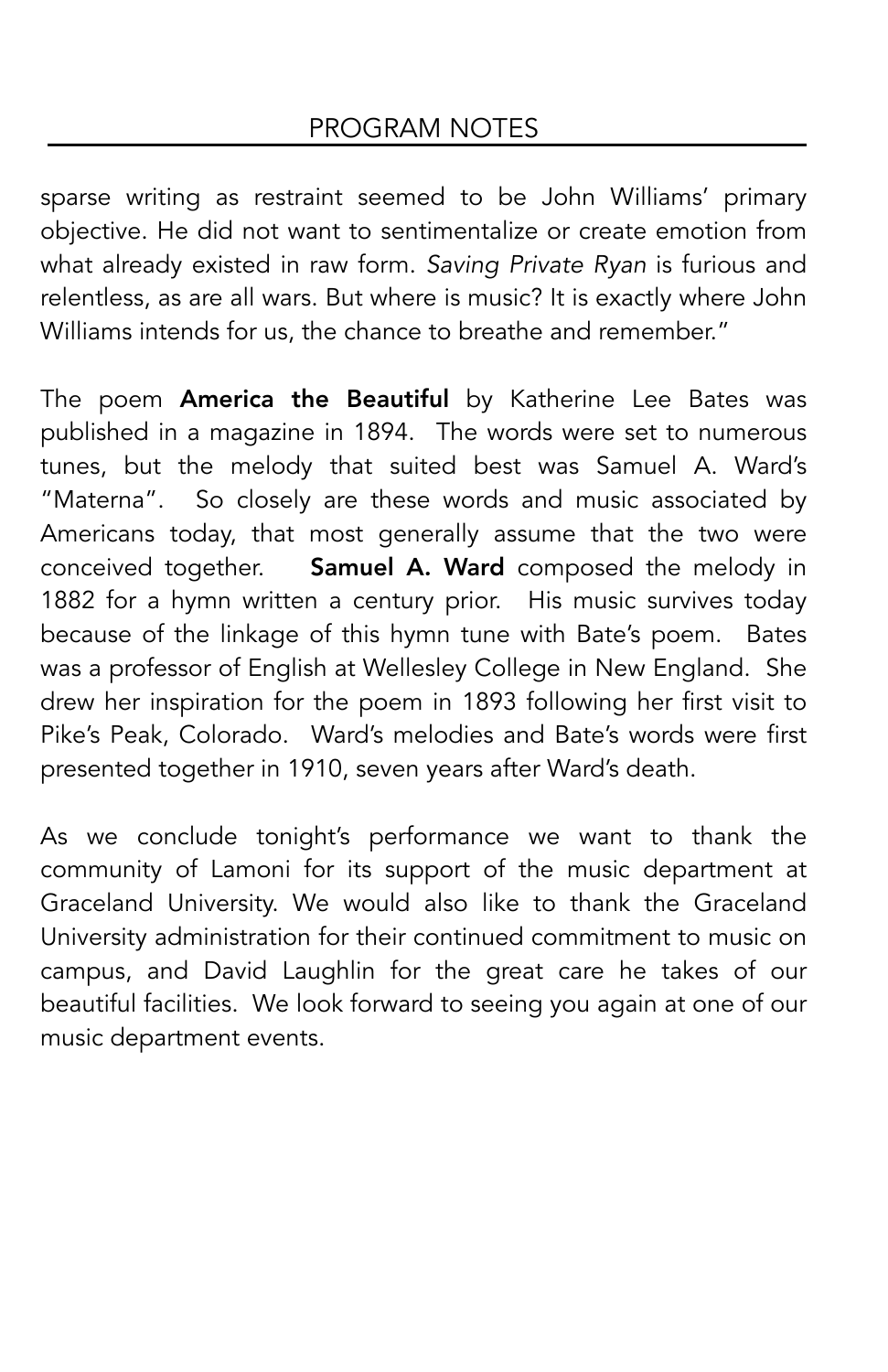## PROGRAM NOTES

sparse writing as restraint seemed to be John Williams' primary objective. He did not want to sentimentalize or create emotion from what already existed in raw form. *Saving Private Ryan* is furious and relentless, as are all wars. But where is music? It is exactly where John Williams intends for us, the chance to breathe and remember."

The poem **America the Beautiful** by Katherine Lee Bates was published in a magazine in 1894. The words were set to numerous tunes, but the melody that suited best was Samuel A. Ward's "Materna". So closely are these words and music associated by Americans today, that most generally assume that the two were conceived together. **Samuel A. Ward** composed the melody in 1882 for a hymn written a century prior. His music survives today because of the linkage of this hymn tune with Bate's poem. Bates was a professor of English at Wellesley College in New England. She drew her inspiration for the poem in 1893 following her first visit to Pike's Peak, Colorado. Ward's melodies and Bate's words were first presented together in 1910, seven years after Ward's death.

As we conclude tonight's performance we want to thank the community of Lamoni for its support of the music department at Graceland University. We would also like to thank the Graceland University administration for their continued commitment to music on campus, and David Laughlin for the great care he takes of our beautiful facilities. We look forward to seeing you again at one of our music department events.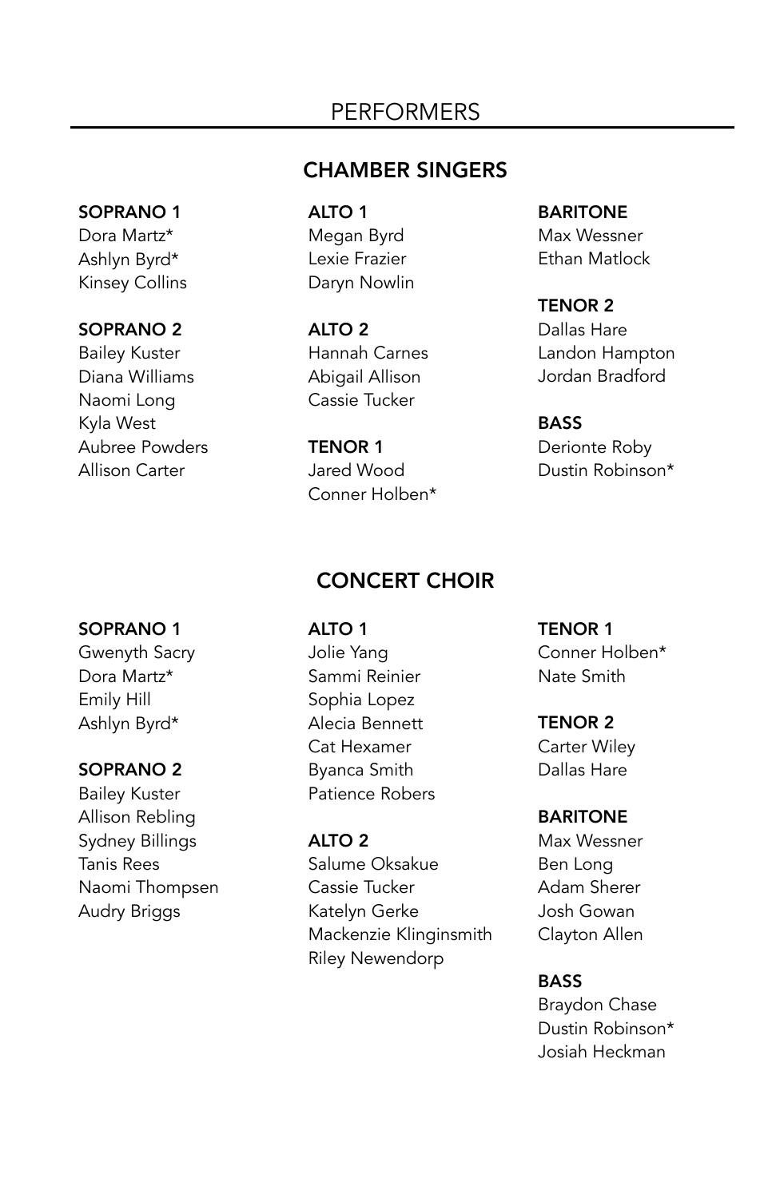# PERFORMERS

## CHAMBER SINGERS

**SOPRANO 1**
Dora Martz*
Ashlyn Byrd*
Kinsey Collins

**SOPRANO 2**
Bailey Kuster
Diana Williams
Naomi Long
Kyla West
Aubree Powders
Allison Carter

**ALTO 1**
Megan Byrd
Lexie Frazier
Daryn Nowlin

**ALTO 2**
Hannah Carnes
Abigail Allison
Cassie Tucker

**TENOR 1**
Jared Wood
Conner Holben*

**BARITONE**
Max Wessner
Ethan Matlock

**TENOR 2**
Dallas Hare
Landon Hampton
Jordan Bradford

**BASS**
Derionte Roby
Dustin Robinson*

## CONCERT CHOIR

**SOPRANO 1**
Gwenyth Sacry
Dora Martz*
Emily Hill
Ashlyn Byrd*

**SOPRANO 2**
Bailey Kuster
Allison Rebling
Sydney Billings
Tanis Rees
Naomi Thompsen
Audry Briggs

**ALTO 1**
Jolie Yang
Sammi Reinier
Sophia Lopez
Alecia Bennett
Cat Hexamer
Byanca Smith
Patience Robers

**ALTO 2**
Salume Oksakue
Cassie Tucker
Katelyn Gerke
Mackenzie Klinginsmith
Riley Newendorp

**TENOR 1**
Conner Holben*
Nate Smith

**TENOR 2**
Carter Wiley
Dallas Hare

**BARITONE**
Max Wessner
Ben Long
Adam Sherer
Josh Gowan
Clayton Allen

**BASS**
Braydon Chase
Dustin Robinson*
Josiah Heckman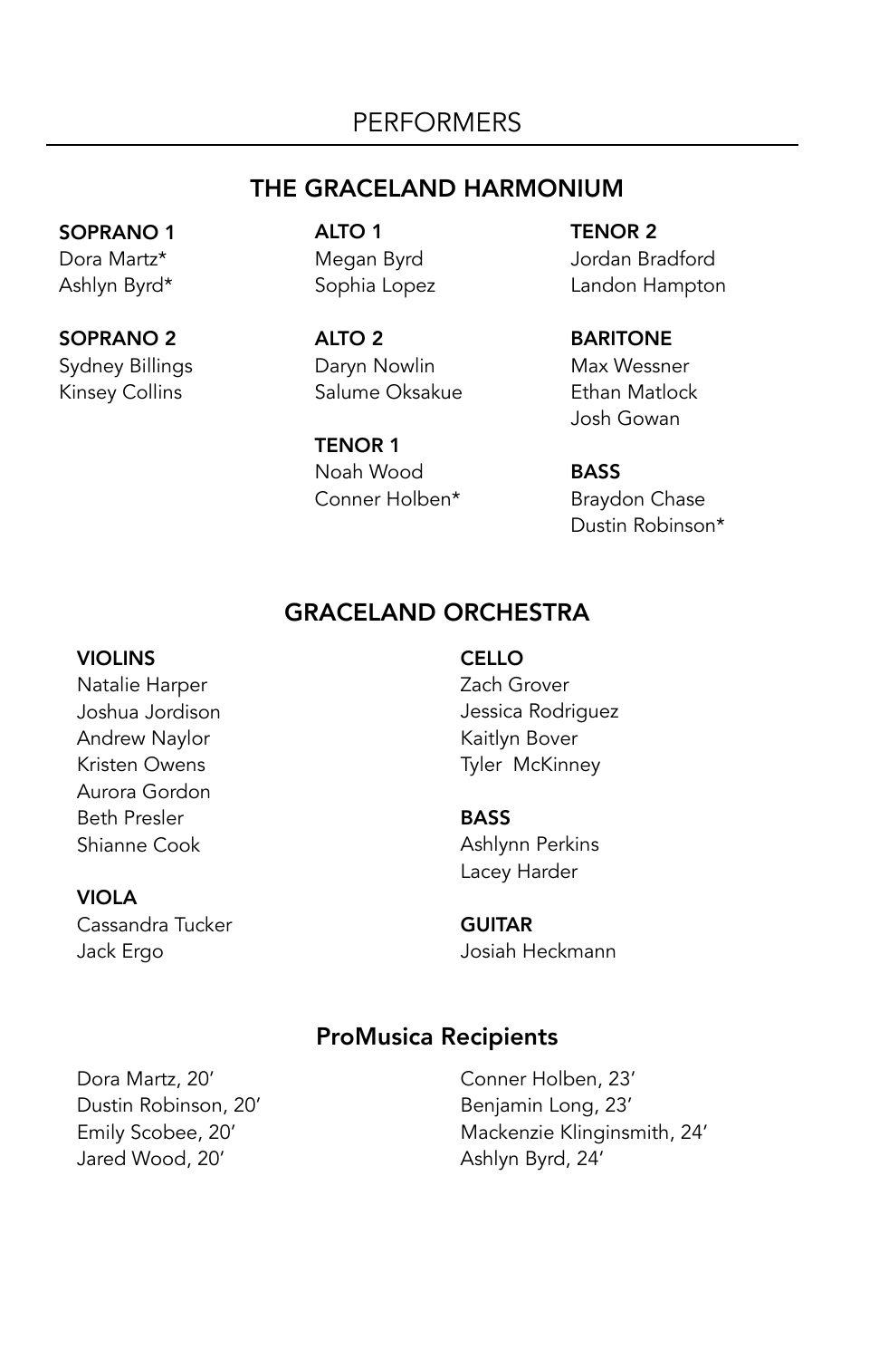# PERFORMERS

## THE GRACELAND HARMONIUM

**SOPRANO 1**
Dora Martz*
Ashlyn Byrd*

**SOPRANO 2**
Sydney Billings
Kinsey Collins

**ALTO 1**
Megan Byrd
Sophia Lopez

**ALTO 2**
Daryn Nowlin
Salume Oksakue

**TENOR 1**
Noah Wood
Conner Holben*

**TENOR 2**
Jordan Bradford
Landon Hampton

**BARITONE**
Max Wessner
Ethan Matlock
Josh Gowan

**BASS**
Braydon Chase
Dustin Robinson*

## GRACELAND ORCHESTRA

**VIOLINS**
Natalie Harper
Joshua Jordison
Andrew Naylor
Kristen Owens
Aurora Gordon
Beth Presler
Shianne Cook

**VIOLA**
Cassandra Tucker
Jack Ergo

**CELLO**
Zach Grover
Jessica Rodriguez
Kaitlyn Bover
Tyler McKinney

**BASS**
Ashlynn Perkins
Lacey Harder

**GUITAR**
Josiah Heckmann

## ProMusica Recipients

Dora Martz, 20'
Dustin Robinson, 20'
Emily Scobee, 20'
Jared Wood, 20'
Conner Holben, 23'
Benjamin Long, 23'
Mackenzie Klinginsmith, 24'
Ashlyn Byrd, 24'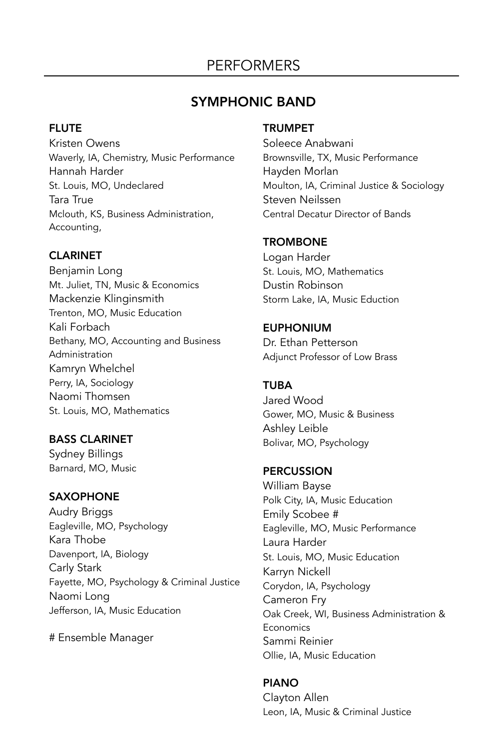# PERFORMERS

## SYMPHONIC BAND

### FLUTE

Kristen Owens
Waverly, IA, Chemistry, Music Performance

Hannah Harder
St. Louis, MO, Undeclared

Tara True
Mclouth, KS, Business Administration, Accounting,

### CLARINET

Benjamin Long
Mt. Juliet, TN, Music & Economics

Mackenzie Klinginsmith
Trenton, MO, Music Education

Kali Forbach
Bethany, MO, Accounting and Business Administration

Kamryn Whelchel
Perry, IA, Sociology

Naomi Thomsen
St. Louis, MO, Mathematics

### BASS CLARINET

Sydney Billings
Barnard, MO, Music

### SAXOPHONE

Audry Briggs
Eagleville, MO, Psychology

Kara Thobe
Davenport, IA, Biology

Carly Stark
Fayette, MO, Psychology & Criminal Justice

Naomi Long
Jefferson, IA, Music Education

# Ensemble Manager

### TRUMPET

Soleece Anabwani
Brownsville, TX, Music Performance

Hayden Morlan
Moulton, IA, Criminal Justice & Sociology

Steven Neilssen
Central Decatur Director of Bands

### TROMBONE

Logan Harder
St. Louis, MO, Mathematics

Dustin Robinson
Storm Lake, IA, Music Eduction

### EUPHONIUM

Dr. Ethan Petterson
Adjunct Professor of Low Brass

### TUBA

Jared Wood
Gower, MO, Music & Business

Ashley Leible
Bolivar, MO, Psychology

### PERCUSSION

William Bayse
Polk City, IA, Music Education

Emily Scobee #
Eagleville, MO, Music Performance

Laura Harder
St. Louis, MO, Music Education

Karryn Nickell
Corydon, IA, Psychology

Cameron Fry
Oak Creek, WI, Business Administration & Economics

Sammi Reinier
Ollie, IA, Music Education

### PIANO

Clayton Allen
Leon, IA, Music & Criminal Justice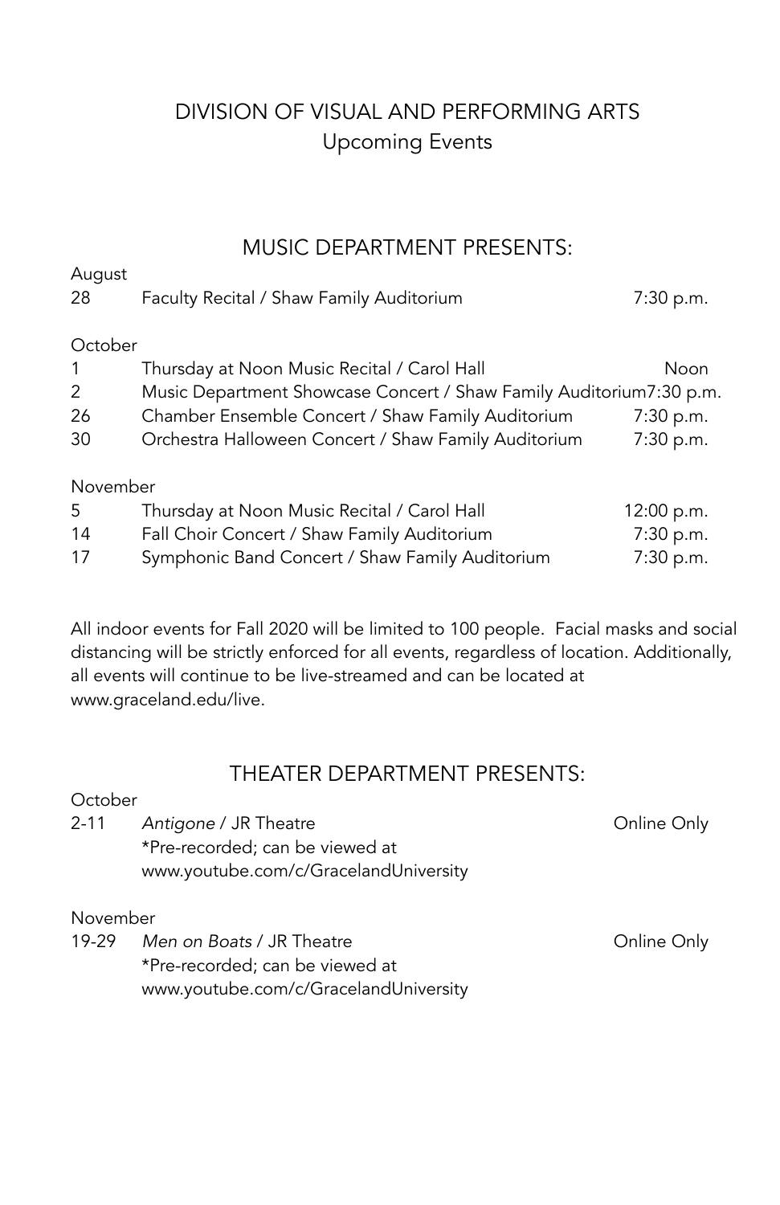# DIVISION OF VISUAL AND PERFORMING ARTS

Upcoming Events

## MUSIC DEPARTMENT PRESENTS:

August

| | | |
|---|---|---|
| 28 | Faculty Recital / Shaw Family Auditorium | 7:30 p.m. |

October

| | | |
|---|---|---|
| 1 | Thursday at Noon Music Recital / Carol Hall | Noon |
| 2 | Music Department Showcase Concert / Shaw Family Auditorium | 7:30 p.m. |
| 26 | Chamber Ensemble Concert / Shaw Family Auditorium | 7:30 p.m. |
| 30 | Orchestra Halloween Concert / Shaw Family Auditorium | 7:30 p.m. |

November

| | | |
|---|---|---|
| 5 | Thursday at Noon Music Recital / Carol Hall | 12:00 p.m. |
| 14 | Fall Choir Concert / Shaw Family Auditorium | 7:30 p.m. |
| 17 | Symphonic Band Concert / Shaw Family Auditorium | 7:30 p.m. |

All indoor events for Fall 2020 will be limited to 100 people. Facial masks and social distancing will be strictly enforced for all events, regardless of location. Additionally, all events will continue to be live-streamed and can be located at www.graceland.edu/live.

## THEATER DEPARTMENT PRESENTS:

October

| | | |
|---|---|---|
| 2-11 | *Antigone* / JR Theatre<br>*Pre-recorded; can be viewed at www.youtube.com/c/GracelandUniversity | Online Only |

November

| | | |
|---|---|---|
| 19-29 | *Men on Boats* / JR Theatre<br>*Pre-recorded; can be viewed at www.youtube.com/c/GracelandUniversity | Online Only |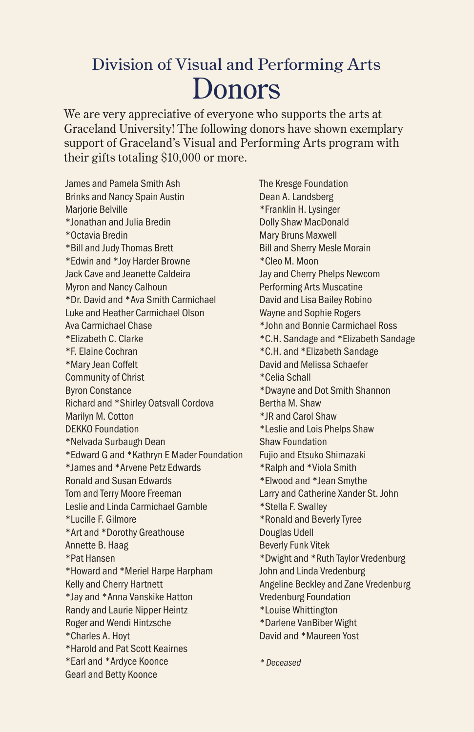## Division of Visual and Performing Arts

# Donors

We are very appreciative of everyone who supports the arts at Graceland University! The following donors have shown exemplary support of Graceland's Visual and Performing Arts program with their gifts totaling $10,000 or more.

James and Pamela Smith Ash
Brinks and Nancy Spain Austin
Marjorie Belville
*Jonathan and Julia Bredin
*Octavia Bredin
*Bill and Judy Thomas Brett
*Edwin and *Joy Harder Browne
Jack Cave and Jeanette Caldeira
Myron and Nancy Calhoun
*Dr. David and *Ava Smith Carmichael
Luke and Heather Carmichael Olson
Ava Carmichael Chase
*Elizabeth C. Clarke
*F. Elaine Cochran
*Mary Jean Coffelt
Community of Christ
Byron Constance
Richard and *Shirley Oatsvall Cordova
Marilyn M. Cotton
DEKKO Foundation
*Nelvada Surbaugh Dean
*Edward G and *Kathryn E Mader Foundation
*James and *Arvene Petz Edwards
Ronald and Susan Edwards
Tom and Terry Moore Freeman
Leslie and Linda Carmichael Gamble
*Lucille F. Gilmore
*Art and *Dorothy Greathouse
Annette B. Haag
*Pat Hansen
*Howard and *Meriel Harpe Harpham
Kelly and Cherry Hartnett
*Jay and *Anna Vanskike Hatton
Randy and Laurie Nipper Heintz
Roger and Wendi Hintzsche
*Charles A. Hoyt
*Harold and Pat Scott Keairnes
*Earl and *Ardyce Koonce
Gearl and Betty Koonce
The Kresge Foundation
Dean A. Landsberg
*Franklin H. Lysinger
Dolly Shaw MacDonald
Mary Bruns Maxwell
Bill and Sherry Mesle Morain
*Cleo M. Moon
Jay and Cherry Phelps Newcom
Performing Arts Muscatine
David and Lisa Bailey Robino
Wayne and Sophie Rogers
*John and Bonnie Carmichael Ross
*C.H. Sandage and *Elizabeth Sandage
*C.H. and *Elizabeth Sandage
David and Melissa Schaefer
*Celia Schall
*Dwayne and Dot Smith Shannon
Bertha M. Shaw
*JR and Carol Shaw
*Leslie and Lois Phelps Shaw
Shaw Foundation
Fujio and Etsuko Shimazaki
*Ralph and *Viola Smith
*Elwood and *Jean Smythe
Larry and Catherine Xander St. John
*Stella F. Swalley
*Ronald and Beverly Tyree
Douglas Udell
Beverly Funk Vitek
*Dwight and *Ruth Taylor Vredenburg
John and Linda Vredenburg
Angeline Beckley and Zane Vredenburg
Vredenburg Foundation
*Louise Whittington
*Darlene VanBiber Wight
David and *Maureen Yost

*\* Deceased*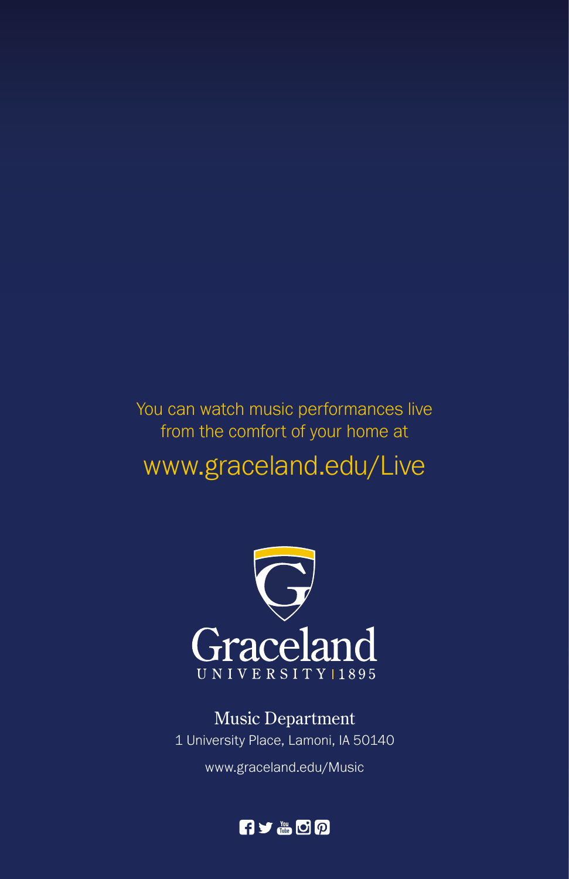You can watch music performances live from the comfort of your home at

www.graceland.edu/Live

Graceland

UNIVERSITY | 1895

Music Department

1 University Place, Lamoni, IA 50140

www.graceland.edu/Music